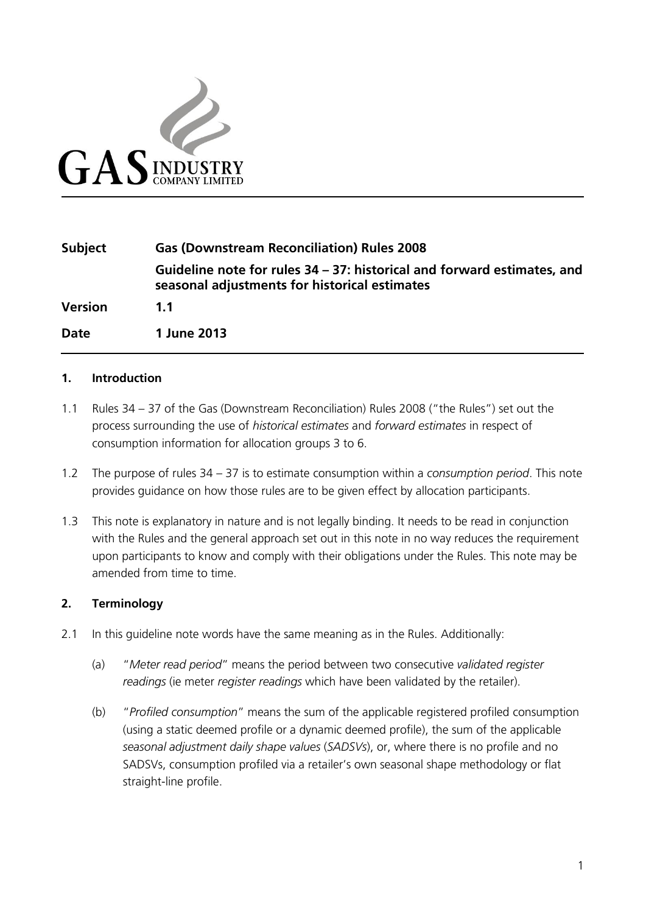GAS INDUSTRY COMPANY LIMITED

| | |
|---|---|
| **Subject** | **Gas (Downstream Reconciliation) Rules 2008** |
| | **Guideline note for rules 34 – 37: historical and forward estimates, and seasonal adjustments for historical estimates** |
| **Version** | **1.1** |
| **Date** | **1 June 2013** |

## 1. Introduction

1.1 Rules 34 – 37 of the Gas (Downstream Reconciliation) Rules 2008 ("the Rules") set out the process surrounding the use of *historical estimates* and *forward estimates* in respect of consumption information for allocation groups 3 to 6.

1.2 The purpose of rules 34 – 37 is to estimate consumption within a *consumption period*. This note provides guidance on how those rules are to be given effect by allocation participants.

1.3 This note is explanatory in nature and is not legally binding. It needs to be read in conjunction with the Rules and the general approach set out in this note in no way reduces the requirement upon participants to know and comply with their obligations under the Rules. This note may be amended from time to time.

## 2. Terminology

2.1 In this guideline note words have the same meaning as in the Rules. Additionally:

(a) "*Meter read period*" means the period between two consecutive *validated register readings* (ie meter *register readings* which have been validated by the retailer).

(b) "*Profiled consumption*" means the sum of the applicable registered profiled consumption (using a static deemed profile or a dynamic deemed profile), the sum of the applicable *seasonal adjustment daily shape values* (*SADSVs*), or, where there is no profile and no SADSVs, consumption profiled via a retailer's own seasonal shape methodology or flat straight-line profile.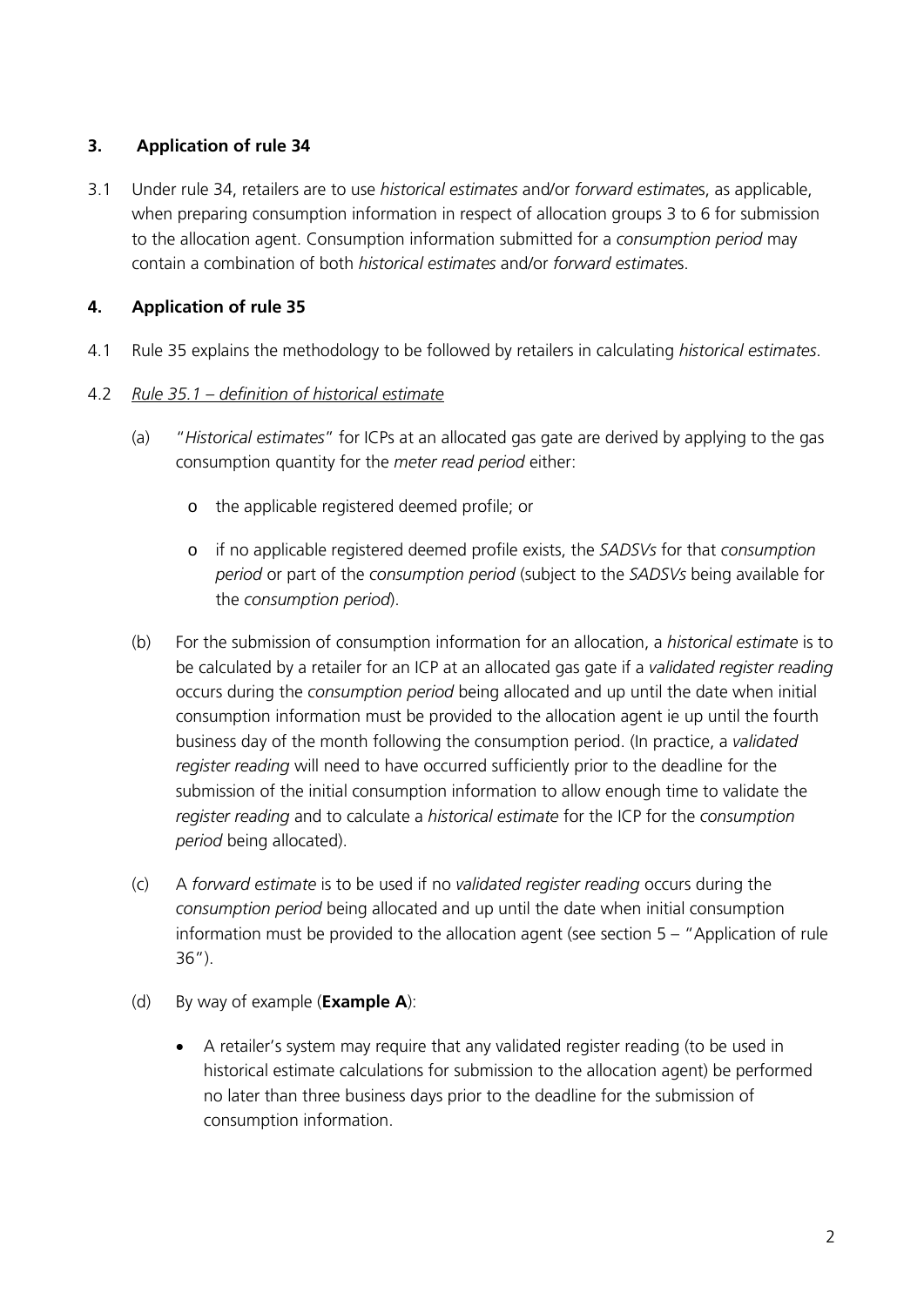## 3. Application of rule 34

3.1 Under rule 34, retailers are to use *historical estimates* and/or *forward estimate*s, as applicable, when preparing consumption information in respect of allocation groups 3 to 6 for submission to the allocation agent. Consumption information submitted for a *consumption period* may contain a combination of both *historical estimates* and/or *forward estimate*s.

## 4. Application of rule 35

4.1 Rule 35 explains the methodology to be followed by retailers in calculating *historical estimates*.

4.2 *Rule 35.1 – definition of historical estimate*

(a) "*Historical estimates*" for ICPs at an allocated gas gate are derived by applying to the gas consumption quantity for the *meter read period* either:

- the applicable registered deemed profile; or
- if no applicable registered deemed profile exists, the *SADSVs* for that *consumption period* or part of the *consumption period* (subject to the *SADSVs* being available for the *consumption period*).

(b) For the submission of consumption information for an allocation, a *historical estimate* is to be calculated by a retailer for an ICP at an allocated gas gate if a *validated register reading* occurs during the *consumption period* being allocated and up until the date when initial consumption information must be provided to the allocation agent ie up until the fourth business day of the month following the consumption period. (In practice, a *validated register reading* will need to have occurred sufficiently prior to the deadline for the submission of the initial consumption information to allow enough time to validate the *register reading* and to calculate a *historical estimate* for the ICP for the *consumption period* being allocated).

(c) A *forward estimate* is to be used if no *validated register reading* occurs during the *consumption period* being allocated and up until the date when initial consumption information must be provided to the allocation agent (see section 5 – "Application of rule 36").

(d) By way of example (**Example A**):

- A retailer's system may require that any validated register reading (to be used in historical estimate calculations for submission to the allocation agent) be performed no later than three business days prior to the deadline for the submission of consumption information.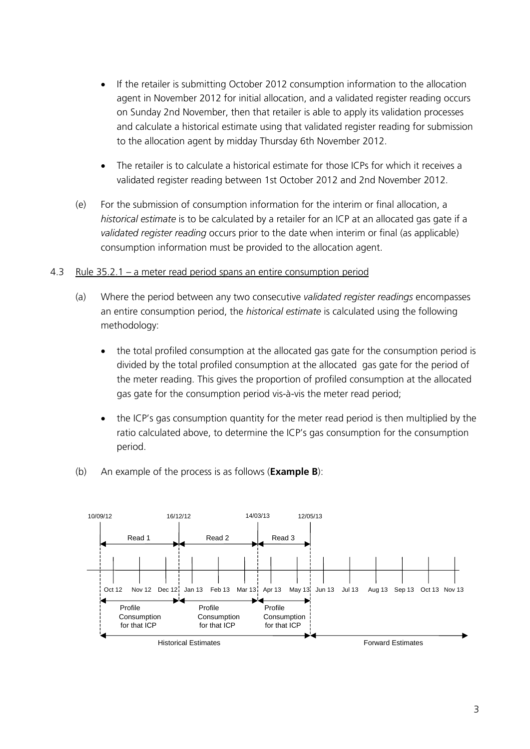- If the retailer is submitting October 2012 consumption information to the allocation agent in November 2012 for initial allocation, and a validated register reading occurs on Sunday 2nd November, then that retailer is able to apply its validation processes and calculate a historical estimate using that validated register reading for submission to the allocation agent by midday Thursday 6th November 2012.

- The retailer is to calculate a historical estimate for those ICPs for which it receives a validated register reading between 1st October 2012 and 2nd November 2012.

(e) For the submission of consumption information for the interim or final allocation, a *historical estimate* is to be calculated by a retailer for an ICP at an allocated gas gate if a *validated register reading* occurs prior to the date when interim or final (as applicable) consumption information must be provided to the allocation agent.

4.3 Rule 35.2.1 – a meter read period spans an entire consumption period

(a) Where the period between any two consecutive *validated register readings* encompasses an entire consumption period, the *historical estimate* is calculated using the following methodology:

- the total profiled consumption at the allocated gas gate for the consumption period is divided by the total profiled consumption at the allocated gas gate for the period of the meter reading. This gives the proportion of profiled consumption at the allocated gas gate for the consumption period vis-à-vis the meter read period;

- the ICP's gas consumption quantity for the meter read period is then multiplied by the ratio calculated above, to determine the ICP's gas consumption for the consumption period.

(b) An example of the process is as follows (**Example B**):

10/09/12
16/12/12
14/03/13
12/05/13
Read 1
Read 2
Read 3
Oct 12 Nov 12 Dec 12 Jan 13 Feb 13 Mar 13 Apr 13 May 13 Jun 13 Jul 13 Aug 13 Sep 13 Oct 13 Nov 13
Profile Consumption for that ICP
Profile Consumption for that ICP
Profile Consumption for that ICP
Historical Estimates
Forward Estimates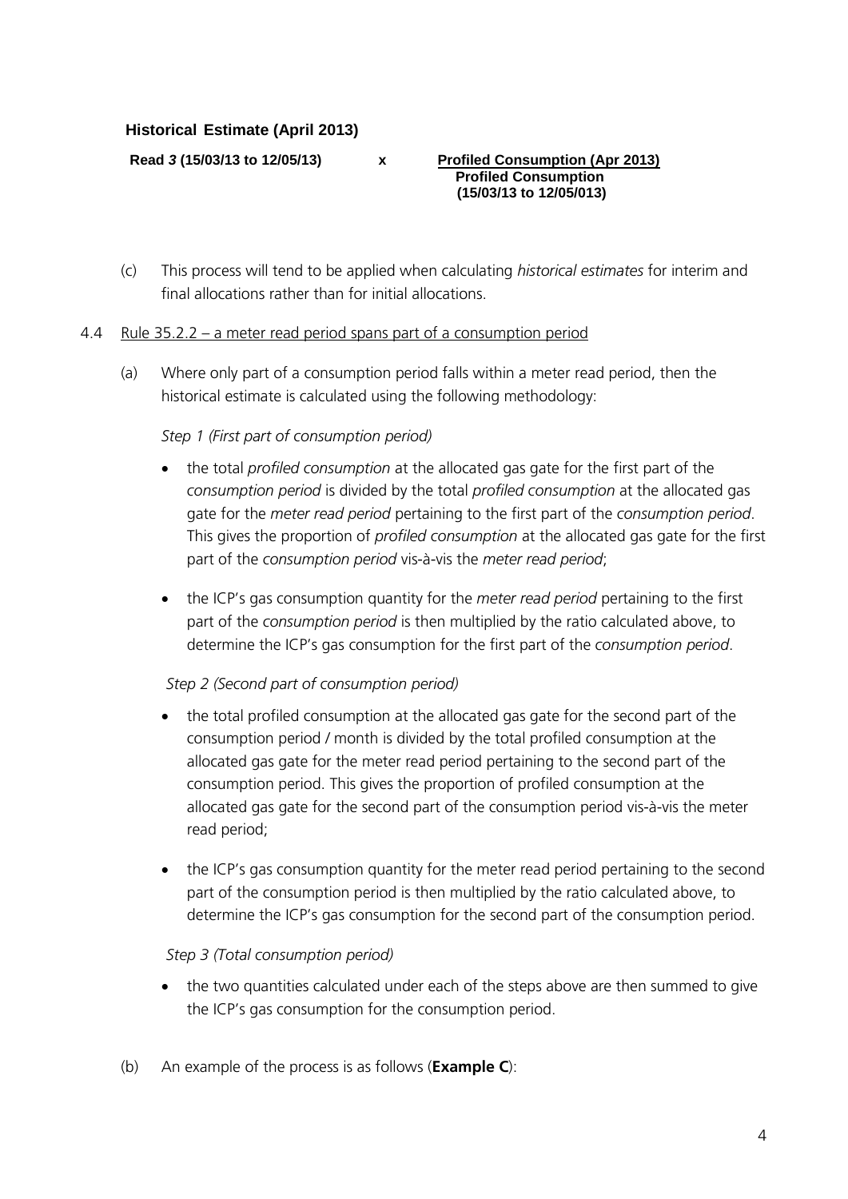**Historical Estimate (April 2013)**

$$\textbf{Read } \textit{3} \textbf{ (15/03/13 to 12/05/13)} \quad \times \quad \frac{\textbf{Profiled Consumption (Apr 2013)}}{\textbf{Profiled Consumption (15/03/13 to 12/05/013)}}$$

(c) This process will tend to be applied when calculating *historical estimates* for interim and final allocations rather than for initial allocations.

4.4 Rule 35.2.2 – a meter read period spans part of a consumption period

(a) Where only part of a consumption period falls within a meter read period, then the historical estimate is calculated using the following methodology:

*Step 1 (First part of consumption period)*

- the total *profiled consumption* at the allocated gas gate for the first part of the *consumption period* is divided by the total *profiled consumption* at the allocated gas gate for the *meter read period* pertaining to the first part of the *consumption period*. This gives the proportion of *profiled consumption* at the allocated gas gate for the first part of the *consumption period* vis-à-vis the *meter read period*;
- the ICP's gas consumption quantity for the *meter read period* pertaining to the first part of the *consumption period* is then multiplied by the ratio calculated above, to determine the ICP's gas consumption for the first part of the *consumption period*.

*Step 2 (Second part of consumption period)*

- the total profiled consumption at the allocated gas gate for the second part of the consumption period / month is divided by the total profiled consumption at the allocated gas gate for the meter read period pertaining to the second part of the consumption period. This gives the proportion of profiled consumption at the allocated gas gate for the second part of the consumption period vis-à-vis the meter read period;
- the ICP's gas consumption quantity for the meter read period pertaining to the second part of the consumption period is then multiplied by the ratio calculated above, to determine the ICP's gas consumption for the second part of the consumption period.

*Step 3 (Total consumption period)*

- the two quantities calculated under each of the steps above are then summed to give the ICP's gas consumption for the consumption period.

(b) An example of the process is as follows (**Example C**):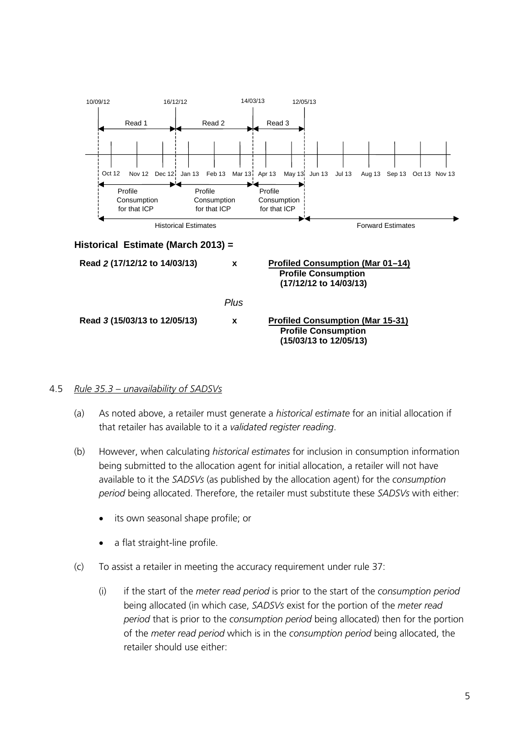10/09/12

16/12/12

14/03/13

12/05/13

Read 1

Read 2

Read 3

Oct 12 Nov 12 Dec 12 Jan 13 Feb 13 Mar 13 Apr 13 May 13 Jun 13 Jul 13 Aug 13 Sep 13 Oct 13 Nov 13

Profile Consumption for that ICP

Profile Consumption for that ICP

Profile Consumption for that ICP

Historical Estimates

Forward Estimates

**Historical Estimate (March 2013) =**

$$\textbf{Read } \mathit{2} \textbf{ (17/12/12 to 14/03/13)} \times \frac{\textbf{Profiled Consumption (Mar 01–14)}}{\textbf{Profile Consumption (17/12/12 to 14/03/13)}}$$

*Plus*

$$\textbf{Read } \mathit{3} \textbf{ (15/03/13 to 12/05/13)} \times \frac{\textbf{Profiled Consumption (Mar 15-31)}}{\textbf{Profile Consumption (15/03/13 to 12/05/13)}}$$

4.5 *Rule 35.3 – unavailability of SADSVs*

(a) As noted above, a retailer must generate a *historical estimate* for an initial allocation if that retailer has available to it a *validated register reading*.

(b) However, when calculating *historical estimates* for inclusion in consumption information being submitted to the allocation agent for initial allocation, a retailer will not have available to it the *SADSVs* (as published by the allocation agent) for the *consumption period* being allocated. Therefore, the retailer must substitute these *SADSVs* with either:

- its own seasonal shape profile; or
- a flat straight-line profile.

(c) To assist a retailer in meeting the accuracy requirement under rule 37:

(i) if the start of the *meter read period* is prior to the start of the *consumption period* being allocated (in which case, *SADSVs* exist for the portion of the *meter read period* that is prior to the *consumption period* being allocated) then for the portion of the *meter read period* which is in the *consumption period* being allocated, the retailer should use either: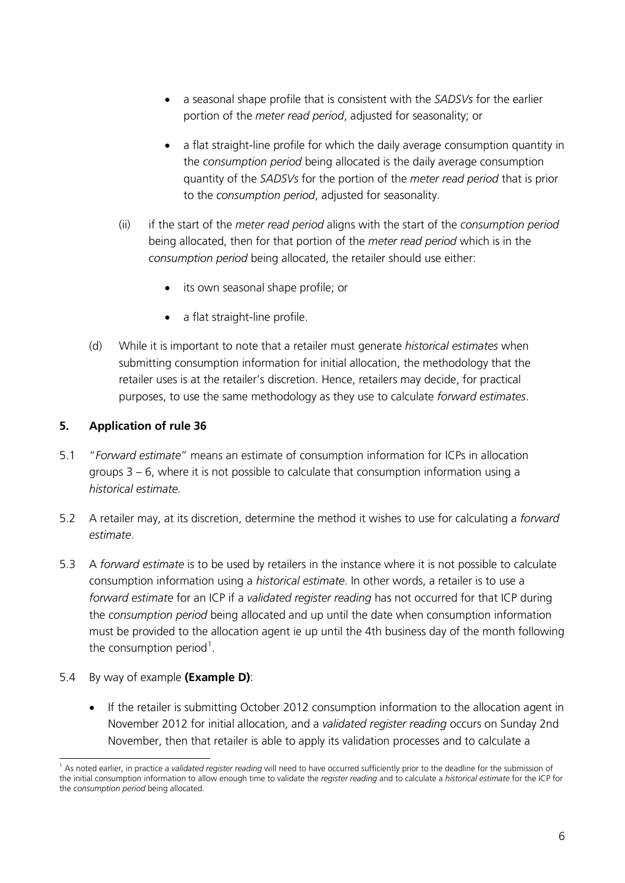- a seasonal shape profile that is consistent with the *SADSVs* for the earlier portion of the *meter read period*, adjusted for seasonality; or

- a flat straight-line profile for which the daily average consumption quantity in the *consumption period* being allocated is the daily average consumption quantity of the *SADSVs* for the portion of the *meter read period* that is prior to the *consumption period*, adjusted for seasonality.

(ii) if the start of the *meter read period* aligns with the start of the *consumption period* being allocated, then for that portion of the *meter read period* which is in the *consumption period* being allocated, the retailer should use either:

- its own seasonal shape profile; or

- a flat straight-line profile.

(d) While it is important to note that a retailer must generate *historical estimates* when submitting consumption information for initial allocation, the methodology that the retailer uses is at the retailer's discretion. Hence, retailers may decide, for practical purposes, to use the same methodology as they use to calculate *forward estimates*.

## 5. Application of rule 36

5.1 "*Forward estimate*" means an estimate of consumption information for ICPs in allocation groups 3 – 6, where it is not possible to calculate that consumption information using a *historical estimate*.

5.2 A retailer may, at its discretion, determine the method it wishes to use for calculating a *forward estimate*.

5.3 A *forward estimate* is to be used by retailers in the instance where it is not possible to calculate consumption information using a *historical estimate*. In other words, a retailer is to use a *forward estimate* for an ICP if a *validated register reading* has not occurred for that ICP during the *consumption period* being allocated and up until the date when consumption information must be provided to the allocation agent ie up until the 4th business day of the month following the consumption period[1].

5.4 By way of example **(Example D)**:

- If the retailer is submitting October 2012 consumption information to the allocation agent in November 2012 for initial allocation, and a *validated register reading* occurs on Sunday 2nd November, then that retailer is able to apply its validation processes and to calculate a

[1] As noted earlier, in practice a *validated register reading* will need to have occurred sufficiently prior to the deadline for the submission of the initial consumption information to allow enough time to validate the *register reading* and to calculate a *historical estimate* for the ICP for the *consumption period* being allocated.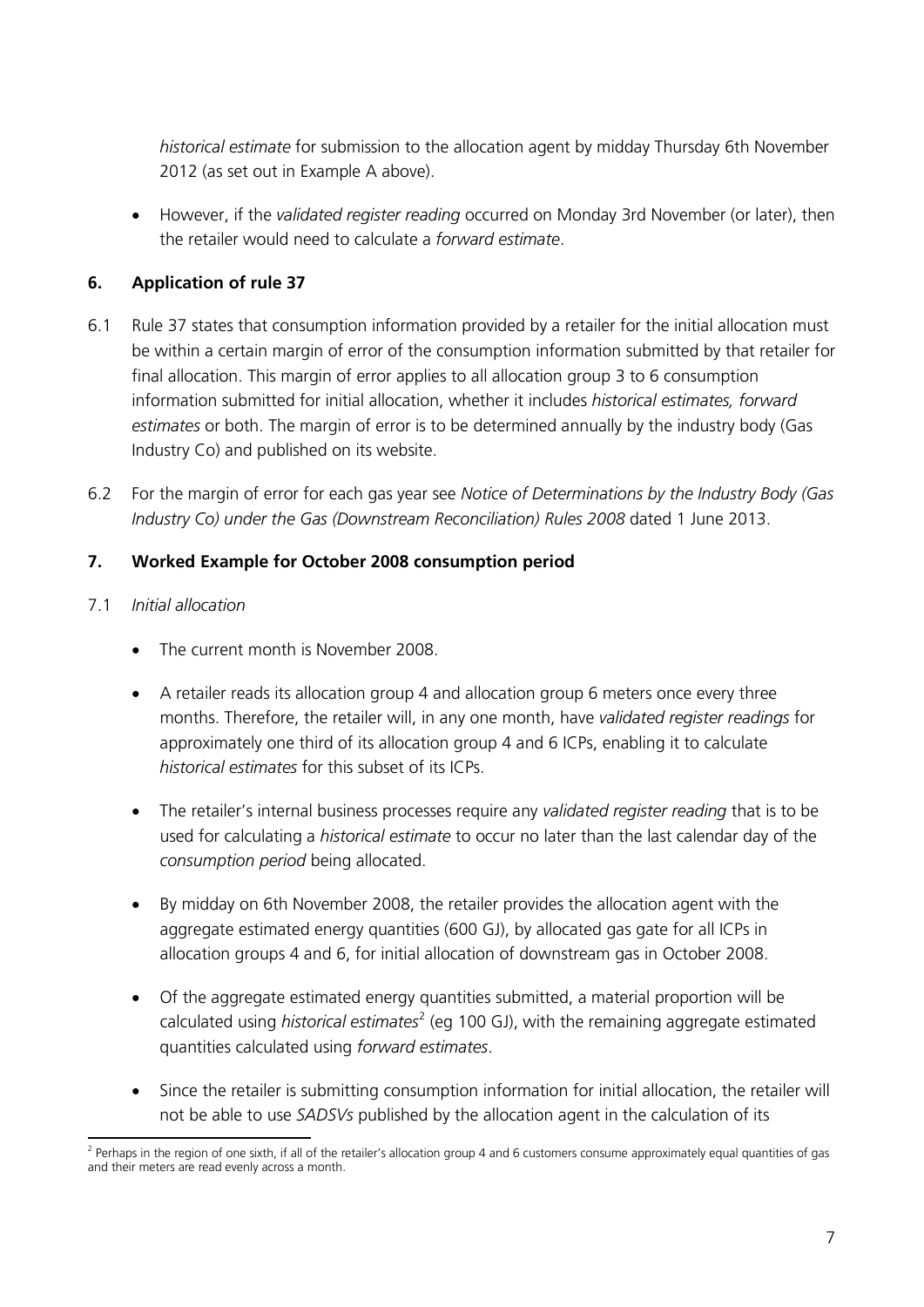*historical estimate* for submission to the allocation agent by midday Thursday 6th November 2012 (as set out in Example A above).

- However, if the *validated register reading* occurred on Monday 3rd November (or later), then the retailer would need to calculate a *forward estimate*.

## 6. Application of rule 37

6.1 Rule 37 states that consumption information provided by a retailer for the initial allocation must be within a certain margin of error of the consumption information submitted by that retailer for final allocation. This margin of error applies to all allocation group 3 to 6 consumption information submitted for initial allocation, whether it includes *historical estimates, forward estimates* or both. The margin of error is to be determined annually by the industry body (Gas Industry Co) and published on its website.

6.2 For the margin of error for each gas year see *Notice of Determinations by the Industry Body (Gas Industry Co) under the Gas (Downstream Reconciliation) Rules 2008* dated 1 June 2013.

## 7. Worked Example for October 2008 consumption period

7.1 *Initial allocation*

- The current month is November 2008.
- A retailer reads its allocation group 4 and allocation group 6 meters once every three months. Therefore, the retailer will, in any one month, have *validated register readings* for approximately one third of its allocation group 4 and 6 ICPs, enabling it to calculate *historical estimates* for this subset of its ICPs.
- The retailer's internal business processes require any *validated register reading* that is to be used for calculating a *historical estimate* to occur no later than the last calendar day of the *consumption period* being allocated.
- By midday on 6th November 2008, the retailer provides the allocation agent with the aggregate estimated energy quantities (600 GJ), by allocated gas gate for all ICPs in allocation groups 4 and 6, for initial allocation of downstream gas in October 2008.
- Of the aggregate estimated energy quantities submitted, a material proportion will be calculated using *historical estimates*[2] (eg 100 GJ), with the remaining aggregate estimated quantities calculated using *forward estimates*.
- Since the retailer is submitting consumption information for initial allocation, the retailer will not be able to use *SADSVs* published by the allocation agent in the calculation of its

[2] Perhaps in the region of one sixth, if all of the retailer's allocation group 4 and 6 customers consume approximately equal quantities of gas and their meters are read evenly across a month.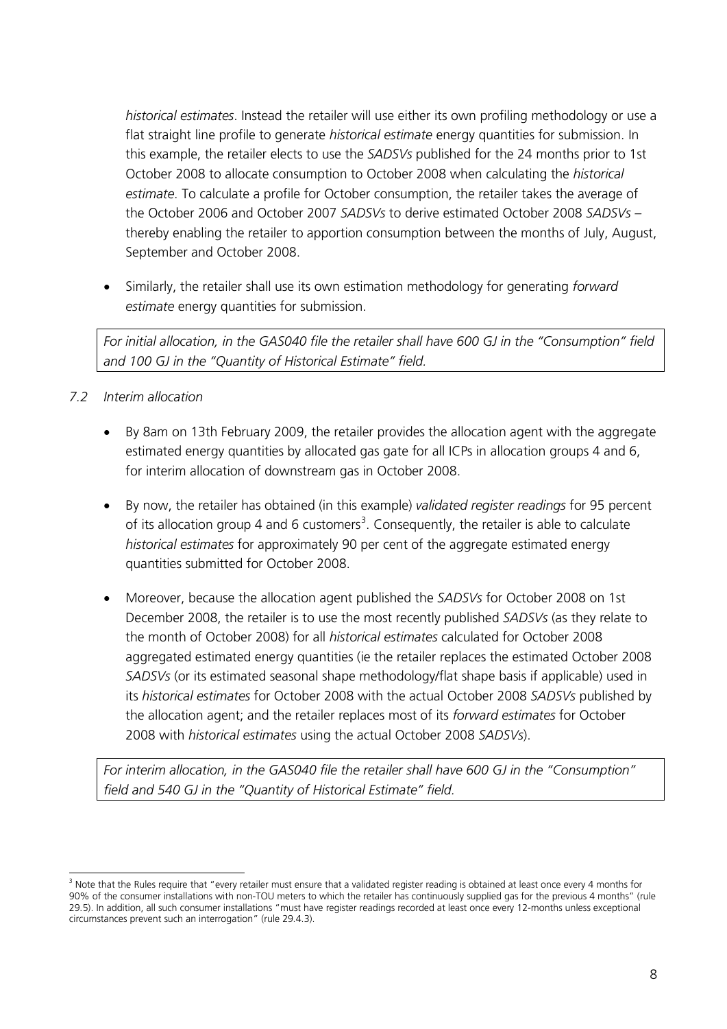*historical estimates*. Instead the retailer will use either its own profiling methodology or use a flat straight line profile to generate *historical estimate* energy quantities for submission. In this example, the retailer elects to use the *SADSVs* published for the 24 months prior to 1st October 2008 to allocate consumption to October 2008 when calculating the *historical estimate*. To calculate a profile for October consumption, the retailer takes the average of the October 2006 and October 2007 *SADSVs* to derive estimated October 2008 *SADSVs* – thereby enabling the retailer to apportion consumption between the months of July, August, September and October 2008.

- Similarly, the retailer shall use its own estimation methodology for generating *forward estimate* energy quantities for submission.

*For initial allocation, in the GAS040 file the retailer shall have 600 GJ in the "Consumption" field and 100 GJ in the "Quantity of Historical Estimate" field.*

### *7.2 Interim allocation*

- By 8am on 13th February 2009, the retailer provides the allocation agent with the aggregate estimated energy quantities by allocated gas gate for all ICPs in allocation groups 4 and 6, for interim allocation of downstream gas in October 2008.

- By now, the retailer has obtained (in this example) *validated register readings* for 95 percent of its allocation group 4 and 6 customers[3]. Consequently, the retailer is able to calculate *historical estimates* for approximately 90 per cent of the aggregate estimated energy quantities submitted for October 2008.

- Moreover, because the allocation agent published the *SADSVs* for October 2008 on 1st December 2008, the retailer is to use the most recently published *SADSVs* (as they relate to the month of October 2008) for all *historical estimates* calculated for October 2008 aggregated estimated energy quantities (ie the retailer replaces the estimated October 2008 *SADSVs* (or its estimated seasonal shape methodology/flat shape basis if applicable) used in its *historical estimates* for October 2008 with the actual October 2008 *SADSVs* published by the allocation agent; and the retailer replaces most of its *forward estimates* for October 2008 with *historical estimates* using the actual October 2008 *SADSVs*).

*For interim allocation, in the GAS040 file the retailer shall have 600 GJ in the "Consumption" field and 540 GJ in the "Quantity of Historical Estimate" field.*

[3] Note that the Rules require that "every retailer must ensure that a validated register reading is obtained at least once every 4 months for 90% of the consumer installations with non-TOU meters to which the retailer has continuously supplied gas for the previous 4 months" (rule 29.5). In addition, all such consumer installations "must have register readings recorded at least once every 12-months unless exceptional circumstances prevent such an interrogation" (rule 29.4.3).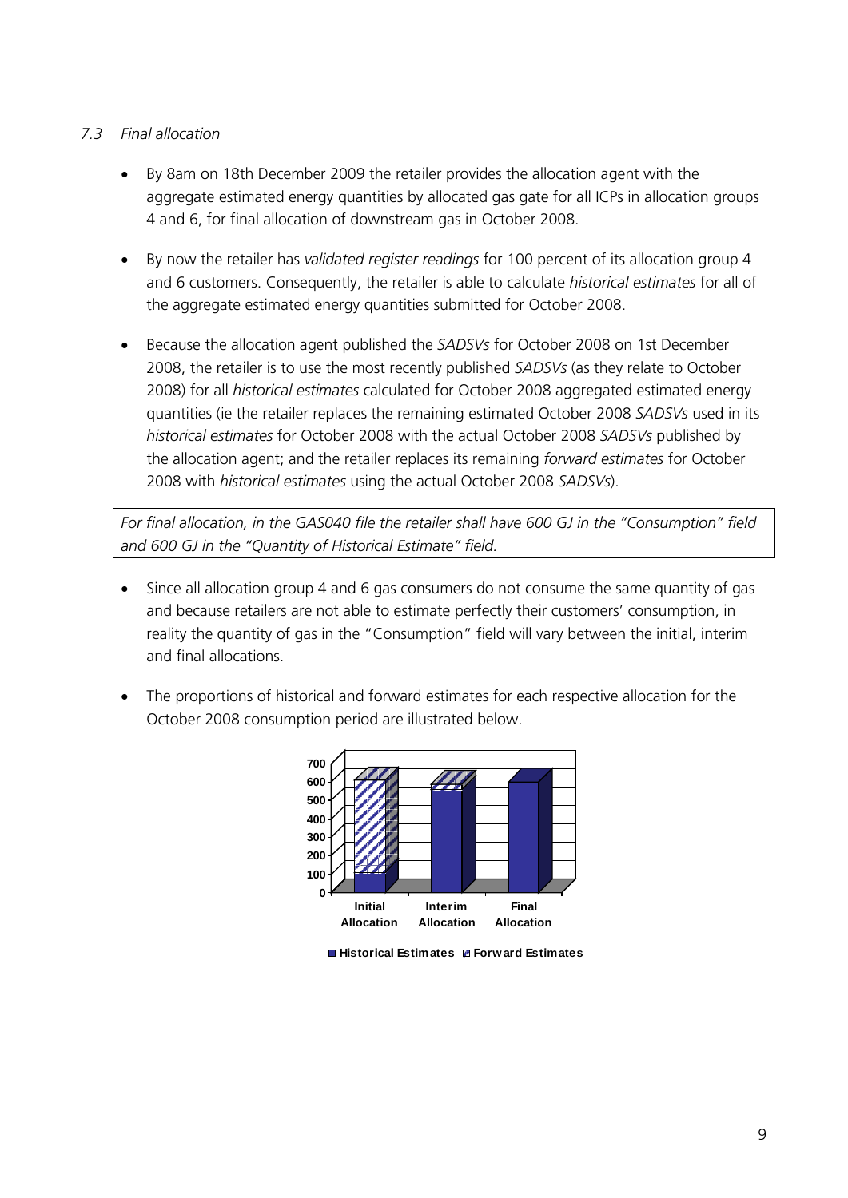### 7.3 Final allocation

- By 8am on 18th December 2009 the retailer provides the allocation agent with the aggregate estimated energy quantities by allocated gas gate for all ICPs in allocation groups 4 and 6, for final allocation of downstream gas in October 2008.

- By now the retailer has *validated register readings* for 100 percent of its allocation group 4 and 6 customers. Consequently, the retailer is able to calculate *historical estimates* for all of the aggregate estimated energy quantities submitted for October 2008.

- Because the allocation agent published the *SADSVs* for October 2008 on 1st December 2008, the retailer is to use the most recently published *SADSVs* (as they relate to October 2008) for all *historical estimates* calculated for October 2008 aggregated estimated energy quantities (ie the retailer replaces the remaining estimated October 2008 *SADSVs* used in its *historical estimates* for October 2008 with the actual October 2008 *SADSVs* published by the allocation agent; and the retailer replaces its remaining *forward estimates* for October 2008 with *historical estimates* using the actual October 2008 *SADSVs*).

*For final allocation, in the GAS040 file the retailer shall have 600 GJ in the "Consumption" field and 600 GJ in the "Quantity of Historical Estimate" field.*

- Since all allocation group 4 and 6 gas consumers do not consume the same quantity of gas and because retailers are not able to estimate perfectly their customers' consumption, in reality the quantity of gas in the "Consumption" field will vary between the initial, interim and final allocations.

- The proportions of historical and forward estimates for each respective allocation for the October 2008 consumption period are illustrated below.

700
600
500
400
300
200
100
0

Initial Allocation
Interim Allocation
Final Allocation

Historical Estimates
Forward Estimates